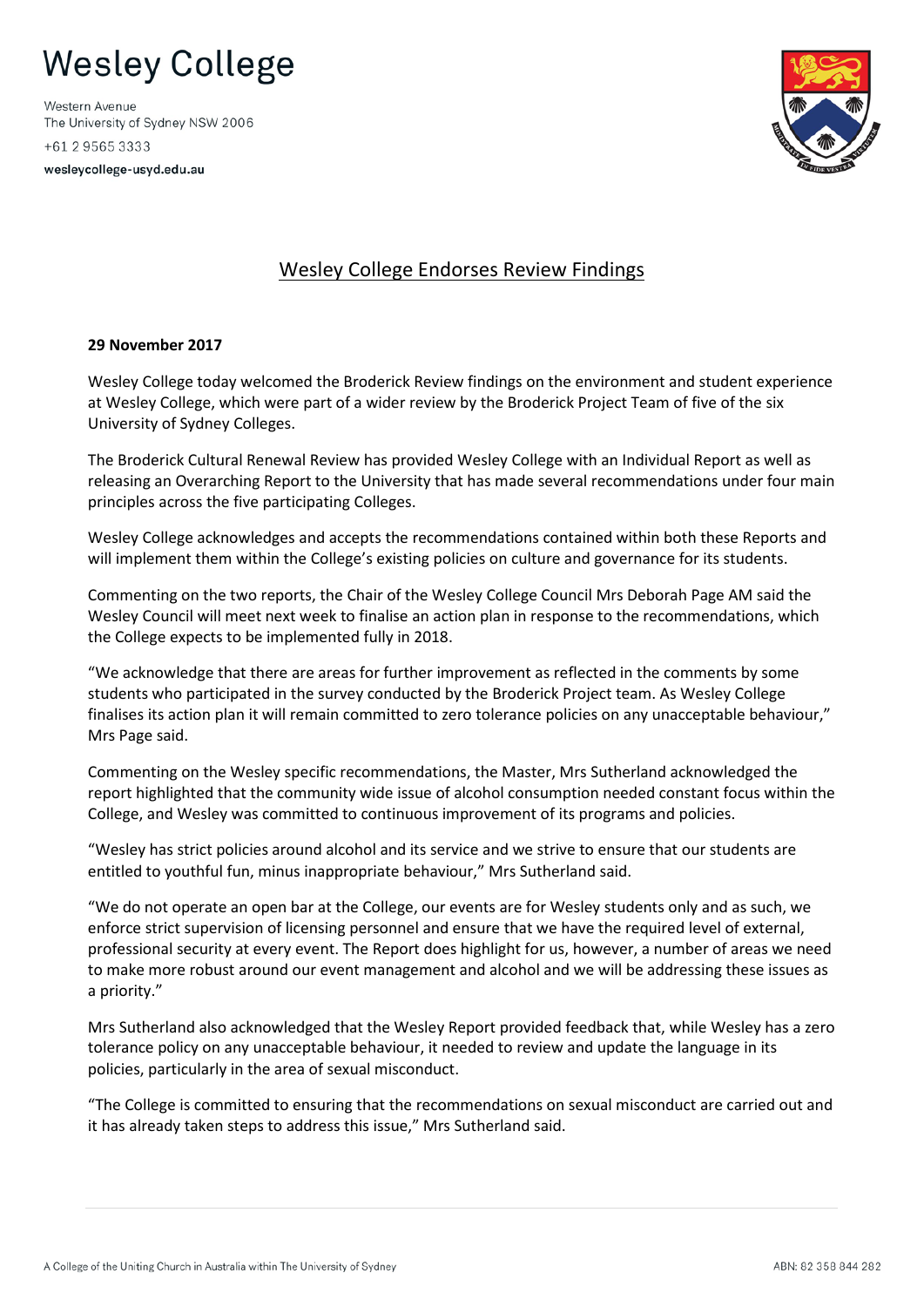# Wesley College

Western Avenue
The University of Sydney NSW 2006
+61 2 9565 3333
wesleycollege-usyd.edu.au

## Wesley College Endorses Review Findings

**29 November 2017**

Wesley College today welcomed the Broderick Review findings on the environment and student experience at Wesley College, which were part of a wider review by the Broderick Project Team of five of the six University of Sydney Colleges.

The Broderick Cultural Renewal Review has provided Wesley College with an Individual Report as well as releasing an Overarching Report to the University that has made several recommendations under four main principles across the five participating Colleges.

Wesley College acknowledges and accepts the recommendations contained within both these Reports and will implement them within the College's existing policies on culture and governance for its students.

Commenting on the two reports, the Chair of the Wesley College Council Mrs Deborah Page AM said the Wesley Council will meet next week to finalise an action plan in response to the recommendations, which the College expects to be implemented fully in 2018.

"We acknowledge that there are areas for further improvement as reflected in the comments by some students who participated in the survey conducted by the Broderick Project team. As Wesley College finalises its action plan it will remain committed to zero tolerance policies on any unacceptable behaviour," Mrs Page said.

Commenting on the Wesley specific recommendations, the Master, Mrs Sutherland acknowledged the report highlighted that the community wide issue of alcohol consumption needed constant focus within the College, and Wesley was committed to continuous improvement of its programs and policies.

"Wesley has strict policies around alcohol and its service and we strive to ensure that our students are entitled to youthful fun, minus inappropriate behaviour," Mrs Sutherland said.

"We do not operate an open bar at the College, our events are for Wesley students only and as such, we enforce strict supervision of licensing personnel and ensure that we have the required level of external, professional security at every event. The Report does highlight for us, however, a number of areas we need to make more robust around our event management and alcohol and we will be addressing these issues as a priority."

Mrs Sutherland also acknowledged that the Wesley Report provided feedback that, while Wesley has a zero tolerance policy on any unacceptable behaviour, it needed to review and update the language in its policies, particularly in the area of sexual misconduct.

"The College is committed to ensuring that the recommendations on sexual misconduct are carried out and it has already taken steps to address this issue," Mrs Sutherland said.

A College of the Uniting Church in Australia within The University of Sydney

ABN: 82 358 844 282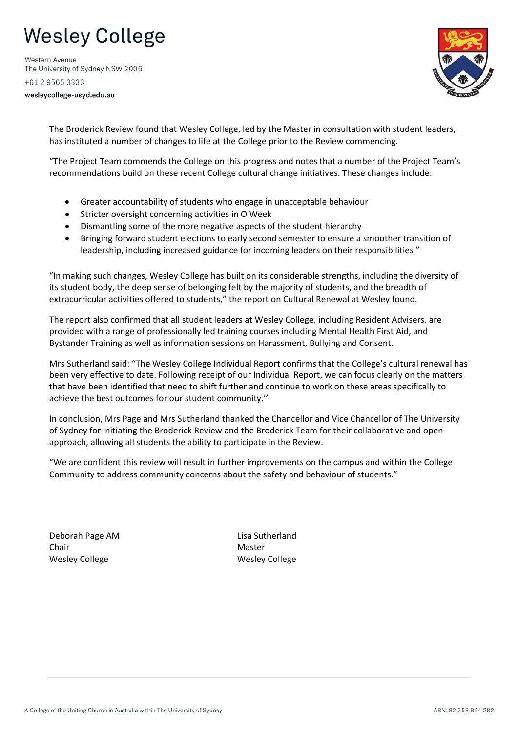# Wesley College

Western Avenue
The University of Sydney NSW 2006
+61 2 9565 3333
wesleycollege-usyd.edu.au

The Broderick Review found that Wesley College, led by the Master in consultation with student leaders, has instituted a number of changes to life at the College prior to the Review commencing.

"The Project Team commends the College on this progress and notes that a number of the Project Team's recommendations build on these recent College cultural change initiatives. These changes include:

- Greater accountability of students who engage in unacceptable behaviour
- Stricter oversight concerning activities in O Week
- Dismantling some of the more negative aspects of the student hierarchy
- Bringing forward student elections to early second semester to ensure a smoother transition of leadership, including increased guidance for incoming leaders on their responsibilities "

"In making such changes, Wesley College has built on its considerable strengths, including the diversity of its student body, the deep sense of belonging felt by the majority of students, and the breadth of extracurricular activities offered to students," the report on Cultural Renewal at Wesley found.

The report also confirmed that all student leaders at Wesley College, including Resident Advisers, are provided with a range of professionally led training courses including Mental Health First Aid, and Bystander Training as well as information sessions on Harassment, Bullying and Consent.

Mrs Sutherland said: "The Wesley College Individual Report confirms that the College's cultural renewal has been very effective to date. Following receipt of our Individual Report, we can focus clearly on the matters that have been identified that need to shift further and continue to work on these areas specifically to achieve the best outcomes for our student community.''

In conclusion, Mrs Page and Mrs Sutherland thanked the Chancellor and Vice Chancellor of The University of Sydney for initiating the Broderick Review and the Broderick Team for their collaborative and open approach, allowing all students the ability to participate in the Review.

"We are confident this review will result in further improvements on the campus and within the College Community to address community concerns about the safety and behaviour of students."

Deborah Page AM
Chair
Wesley College

Lisa Sutherland
Master
Wesley College

A College of the Uniting Church in Australia within The University of Sydney

ABN: 82 358 844 282